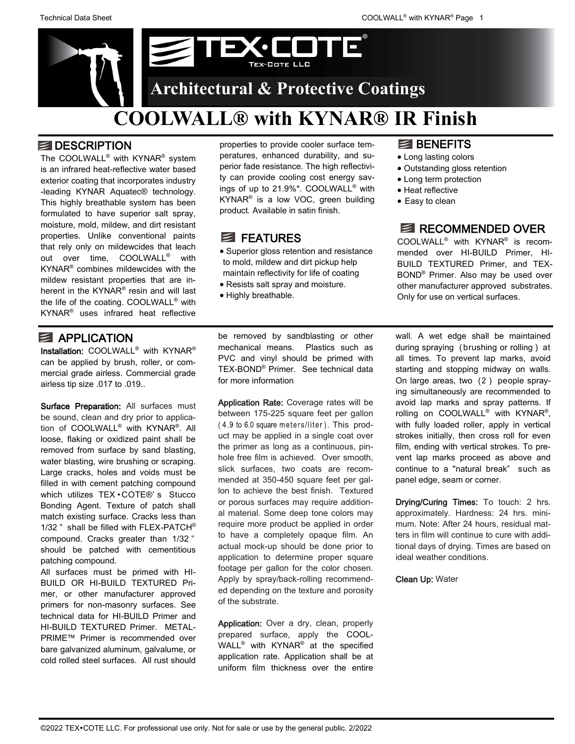# TEX·COTE

TEX-COTE LLC

## Architectural & Protective Coatings

# COOLWALL® with KYNAR® IR Finish

## DESCRIPTION

The COOLWALL® with KYNAR® system is an infrared heat-reflective water based exterior coating that incorporates industry-leading KYNAR Aquatec® technology. This highly breathable system has been formulated to have superior salt spray, moisture, mold, mildew, and dirt resistant properties. Unlike conventional paints that rely only on mildewcides that leach out over time, COOLWALL® with KYNAR® combines mildewcides with the mildew resistant properties that are inherent in the KYNAR® resin and will last the life of the coating. COOLWALL® with KYNAR® uses infrared heat reflective properties to provide cooler surface temperatures, enhanced durability, and superior fade resistance. The high reflectivity can provide cooling cost energy savings of up to 21.9%*. COOLWALL® with KYNAR® is a low VOC, green building product. Available in satin finish.

## FEATURES

- Superior gloss retention and resistance to mold, mildew and dirt pickup help maintain reflectivity for life of coating
- Resists salt spray and moisture.
- Highly breathable.

## BENEFITS

- Long lasting colors
- Outstanding gloss retention
- Long term protection
- Heat reflective
- Easy to clean

## RECOMMENDED OVER

COOLWALL® with KYNAR® is recommended over HI-BUILD Primer, HI-BUILD TEXTURED Primer, and TEX-BOND® Primer. Also may be used over other manufacturer approved substrates. Only for use on vertical surfaces.

## APPLICATION

**Installation:** COOLWALL® with KYNAR® can be applied by brush, roller, or commercial grade airless. Commercial grade airless tip size .017 to .019..

**Surface Preparation:** All surfaces must be sound, clean and dry prior to application of COOLWALL® with KYNAR®. All loose, flaking or oxidized paint shall be removed from surface by sand blasting, water blasting, wire brushing or scraping. Large cracks, holes and voids must be filled in with cement patching compound which utilizes TEX•COTE®'s Stucco Bonding Agent. Texture of patch shall match existing surface. Cracks less than 1/32" shall be filled with FLEX-PATCH® compound. Cracks greater than 1/32" should be patched with cementitious patching compound.

All surfaces must be primed with HI-BUILD OR HI-BUILD TEXTURED Primer, or other manufacturer approved primers for non-masonry surfaces. See technical data for HI-BUILD Primer and HI-BUILD TEXTURED Primer. METAL-PRIME™ Primer is recommended over bare galvanized aluminum, galvalume, or cold rolled steel surfaces. All rust should be removed by sandblasting or other mechanical means. Plastics such as PVC and vinyl should be primed with TEX-BOND® Primer. See technical data for more information

**Application Rate:** Coverage rates will be between 175-225 square feet per gallon (4.9 to 6.0 square meters/liter). This product may be applied in a single coat over the primer as long as a continuous, pinhole free film is achieved. Over smooth, slick surfaces, two coats are recommended at 350-450 square feet per gallon to achieve the best finish. Textured or porous surfaces may require additional material. Some deep tone colors may require more product be applied in order to have a completely opaque film. An actual mock-up should be done prior to application to determine proper square footage per gallon for the color chosen. Apply by spray/back-rolling recommended depending on the texture and porosity of the substrate.

**Application:** Over a dry, clean, properly prepared surface, apply the COOLWALL® with KYNAR® at the specified application rate. Application shall be at uniform film thickness over the entire wall. A wet edge shall be maintained during spraying (brushing or rolling) at all times. To prevent lap marks, avoid starting and stopping midway on walls. On large areas, two (2) people spraying simultaneously are recommended to avoid lap marks and spray patterns. If rolling on COOLWALL® with KYNAR®, with fully loaded roller, apply in vertical strokes initially, then cross roll for even film, ending with vertical strokes. To prevent lap marks proceed as above and continue to a "natural break" such as panel edge, seam or corner.

**Drying/Curing Times:** To touch: 2 hrs. approximately. Hardness: 24 hrs. minimum. Note: After 24 hours, residual matters in film will continue to cure with additional days of drying. Times are based on ideal weather conditions.

**Clean Up:** Water

©2022 TEX•COTE LLC. For professional use only. Not for sale or use by the general public. 2/2022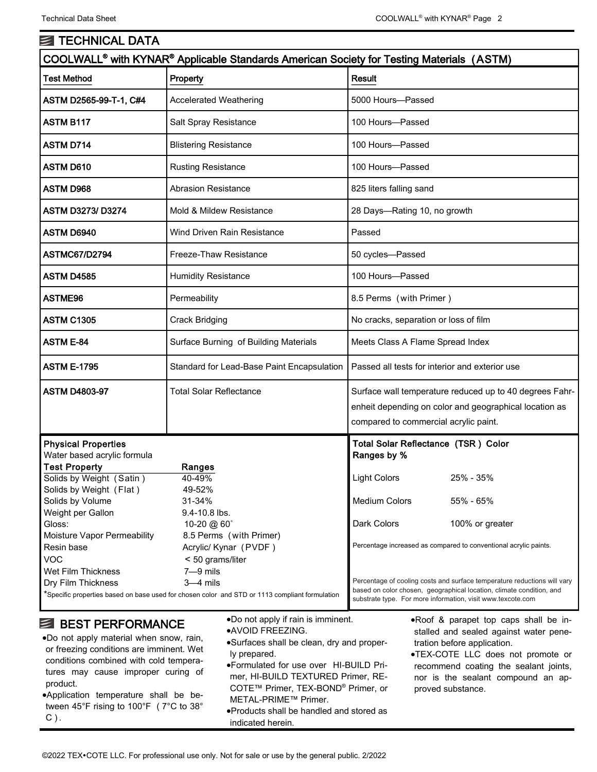## TECHNICAL DATA

### COOLWALL® with KYNAR® Applicable Standards American Society for Testing Materials (ASTM)

| Test Method | Property | Result |
|---|---|---|
| ASTM D2565-99-T-1, C#4 | Accelerated Weathering | 5000 Hours—Passed |
| ASTM B117 | Salt Spray Resistance | 100 Hours—Passed |
| ASTM D714 | Blistering Resistance | 100 Hours—Passed |
| ASTM D610 | Rusting Resistance | 100 Hours—Passed |
| ASTM D968 | Abrasion Resistance | 825 liters falling sand |
| ASTM D3273/ D3274 | Mold & Mildew Resistance | 28 Days—Rating 10, no growth |
| ASTM D6940 | Wind Driven Rain Resistance | Passed |
| ASTMC67/D2794 | Freeze-Thaw Resistance | 50 cycles—Passed |
| ASTM D4585 | Humidity Resistance | 100 Hours—Passed |
| ASTME96 | Permeability | 8.5 Perms (with Primer) |
| ASTM C1305 | Crack Bridging | No cracks, separation or loss of film |
| ASTM E-84 | Surface Burning of Building Materials | Meets Class A Flame Spread Index |
| ASTM E-1795 | Standard for Lead-Base Paint Encapsulation | Passed all tests for interior and exterior use |
| ASTM D4803-97 | Total Solar Reflectance | Surface wall temperature reduced up to 40 degrees Fahrenheit depending on color and geographical location as compared to commercial acrylic paint. |

**Physical Properties**

Water based acrylic formula

| Test Property | Ranges |
|---|---|
| Solids by Weight (Satin) | 40-49% |
| Solids by Weight (Flat) | 49-52% |
| Solids by Volume | 31-34% |
| Weight per Gallon | 9.4-10.8 lbs. |
| Gloss: | 10-20 @ 60˚ |
| Moisture Vapor Permeability | 8.5 Perms (with Primer) |
| Resin base | Acrylic/ Kynar (PVDF) |
| VOC | < 50 grams/liter |
| Wet Film Thickness | 7—9 mils |
| Dry Film Thickness | 3—4 mils |

*Specific properties based on base used for chosen color and STD or 1113 compliant formulation

**Total Solar Reflectance (TSR) Color Ranges by %**

| Color | Range |
|---|---|
| Light Colors | 25% - 35% |
| Medium Colors | 55% - 65% |
| Dark Colors | 100% or greater |

Percentage increased as compared to conventional acrylic paints.

Percentage of cooling costs and surface temperature reductions will vary based on color chosen, geographical location, climate condition, and substrate type. For more information, visit www.texcote.com

## BEST PERFORMANCE

- Do not apply material when snow, rain, or freezing conditions are imminent. Wet conditions combined with cold temperatures may cause improper curing of product.
- Application temperature shall be between 45°F rising to 100°F (7°C to 38° C).
- Do not apply if rain is imminent.
- AVOID FREEZING.
- Surfaces shall be clean, dry and properly prepared.
- Formulated for use over HI-BUILD Primer, HI-BUILD TEXTURED Primer, RE-COTE™ Primer, TEX-BOND® Primer, or METAL-PRIME™ Primer.
- Products shall be handled and stored as indicated herein.
- Roof & parapet top caps shall be installed and sealed against water penetration before application.
- TEX-COTE LLC does not promote or recommend coating the sealant joints, nor is the sealant compound an approved substance.

©2022 TEX•COTE LLC. For professional use only. Not for sale or use by the general public. 2/2022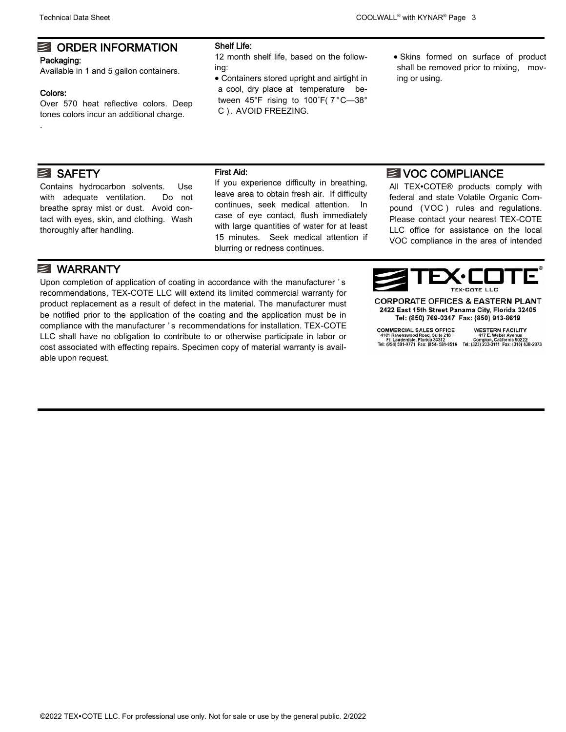## ORDER INFORMATION

**Packaging:**

Available in 1 and 5 gallon containers.

**Colors:**

Over 570 heat reflective colors. Deep tones colors incur an additional charge.

.

**Shelf Life:**

12 month shelf life, based on the following:

- Containers stored upright and airtight in a cool, dry place at temperature between 45°F rising to 100˚F( 7 °C—38° C ) . AVOID FREEZING.
- Skins formed on surface of product shall be removed prior to mixing, moving or using.

## SAFETY

Contains hydrocarbon solvents. Use with adequate ventilation. Do not breathe spray mist or dust. Avoid contact with eyes, skin, and clothing. Wash thoroughly after handling.

**First Aid:**

If you experience difficulty in breathing, leave area to obtain fresh air. If difficulty continues, seek medical attention. In case of eye contact, flush immediately with large quantities of water for at least 15 minutes. Seek medical attention if blurring or redness continues.

## VOC COMPLIANCE

All TEX•COTE® products comply with federal and state Volatile Organic Compound ( VOC ) rules and regulations. Please contact your nearest TEX-COTE LLC office for assistance on the local VOC compliance in the area of intended

## WARRANTY

Upon completion of application of coating in accordance with the manufacturer ' s recommendations, TEX-COTE LLC will extend its limited commercial warranty for product replacement as a result of defect in the material. The manufacturer must be notified prior to the application of the coating and the application must be in compliance with the manufacturer ' s recommendations for installation. TEX-COTE LLC shall have no obligation to contribute to or otherwise participate in labor or cost associated with effecting repairs. Specimen copy of material warranty is available upon request.

TEX·COTE®
TEX-COTE LLC

**CORPORATE OFFICES & EASTERN PLANT**
2422 East 15th Street Panama City, Florida 32405
Tel: (850) 769-0347 Fax: (850) 913-8619

**COMMERCIAL SALES OFFICE**
4101 Ravenswood Road, Suite 218
Ft. Lauderdale, Florida 33312
Tel: (954) 581-0771 Fax: (954) 581-9516

**WESTERN FACILITY**
417 E. Weber Avenue
Compton, California 90222
Tel: (323) 233-3111 Fax: (310) 438-2873

©2022 TEX•COTE LLC. For professional use only. Not for sale or use by the general public. 2/2022